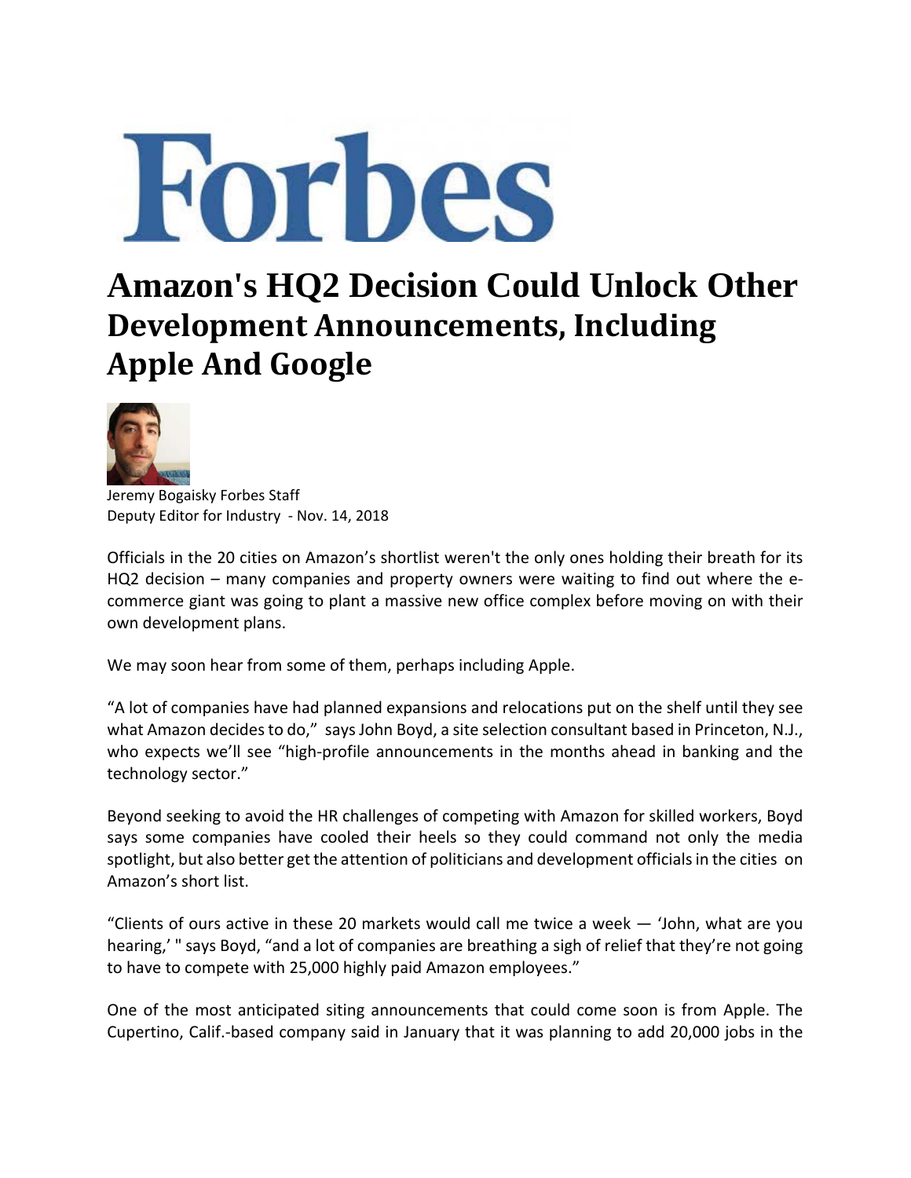Forbes

# Amazon's HQ2 Decision Could Unlock Other Development Announcements, Including Apple And Google

Jeremy Bogaisky Forbes Staff
Deputy Editor for Industry - Nov. 14, 2018

Officials in the 20 cities on Amazon's shortlist weren't the only ones holding their breath for its HQ2 decision – many companies and property owners were waiting to find out where the e-commerce giant was going to plant a massive new office complex before moving on with their own development plans.

We may soon hear from some of them, perhaps including Apple.

"A lot of companies have had planned expansions and relocations put on the shelf until they see what Amazon decides to do," says John Boyd, a site selection consultant based in Princeton, N.J., who expects we'll see "high-profile announcements in the months ahead in banking and the technology sector."

Beyond seeking to avoid the HR challenges of competing with Amazon for skilled workers, Boyd says some companies have cooled their heels so they could command not only the media spotlight, but also better get the attention of politicians and development officials in the cities on Amazon's short list.

"Clients of ours active in these 20 markets would call me twice a week — 'John, what are you hearing,' " says Boyd, "and a lot of companies are breathing a sigh of relief that they're not going to have to compete with 25,000 highly paid Amazon employees."

One of the most anticipated siting announcements that could come soon is from Apple. The Cupertino, Calif.-based company said in January that it was planning to add 20,000 jobs in the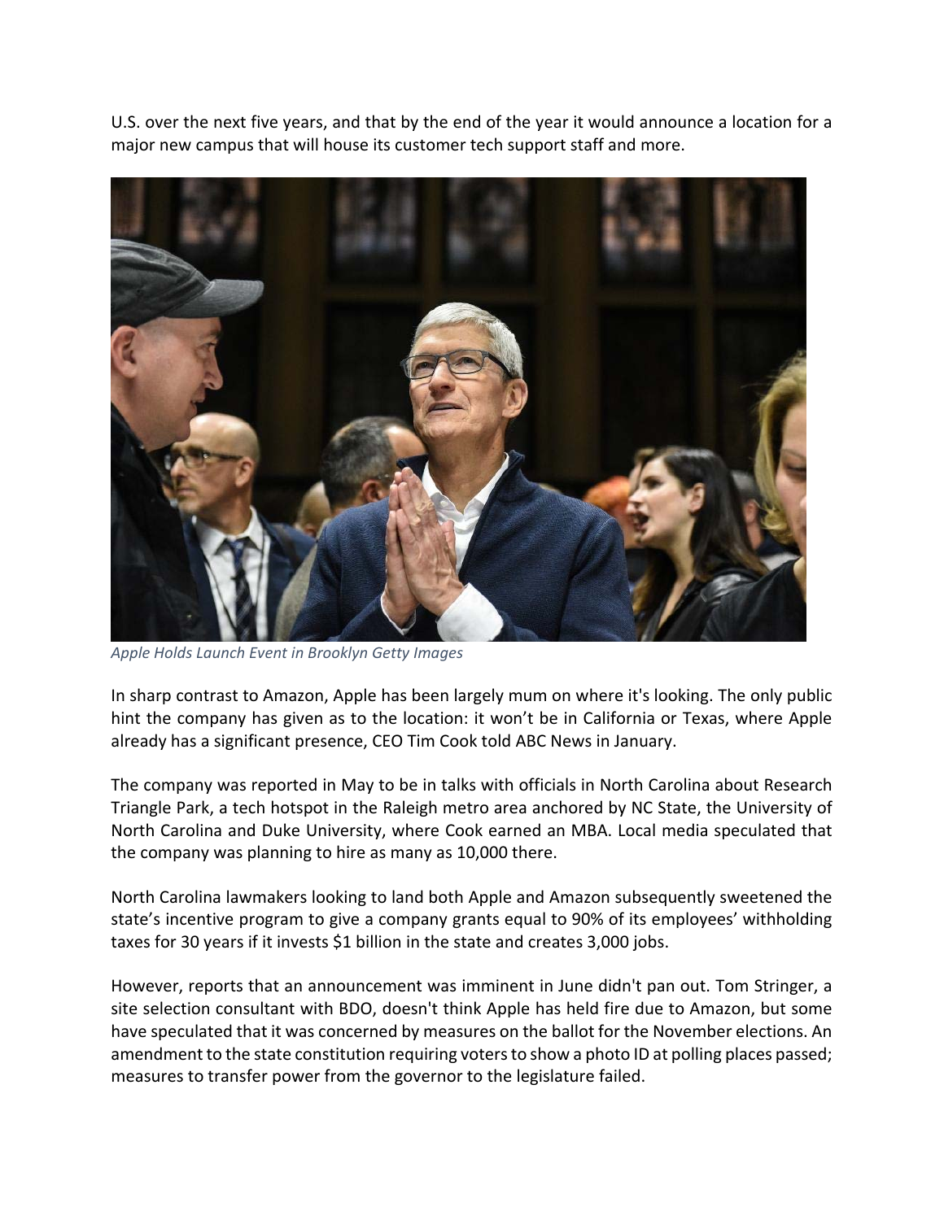U.S. over the next five years, and that by the end of the year it would announce a location for a major new campus that will house its customer tech support staff and more.

*Apple Holds Launch Event in Brooklyn Getty Images*

In sharp contrast to Amazon, Apple has been largely mum on where it's looking. The only public hint the company has given as to the location: it won't be in California or Texas, where Apple already has a significant presence, CEO Tim Cook told ABC News in January.

The company was reported in May to be in talks with officials in North Carolina about Research Triangle Park, a tech hotspot in the Raleigh metro area anchored by NC State, the University of North Carolina and Duke University, where Cook earned an MBA. Local media speculated that the company was planning to hire as many as 10,000 there.

North Carolina lawmakers looking to land both Apple and Amazon subsequently sweetened the state's incentive program to give a company grants equal to 90% of its employees' withholding taxes for 30 years if it invests $1 billion in the state and creates 3,000 jobs.

However, reports that an announcement was imminent in June didn't pan out. Tom Stringer, a site selection consultant with BDO, doesn't think Apple has held fire due to Amazon, but some have speculated that it was concerned by measures on the ballot for the November elections. An amendment to the state constitution requiring voters to show a photo ID at polling places passed; measures to transfer power from the governor to the legislature failed.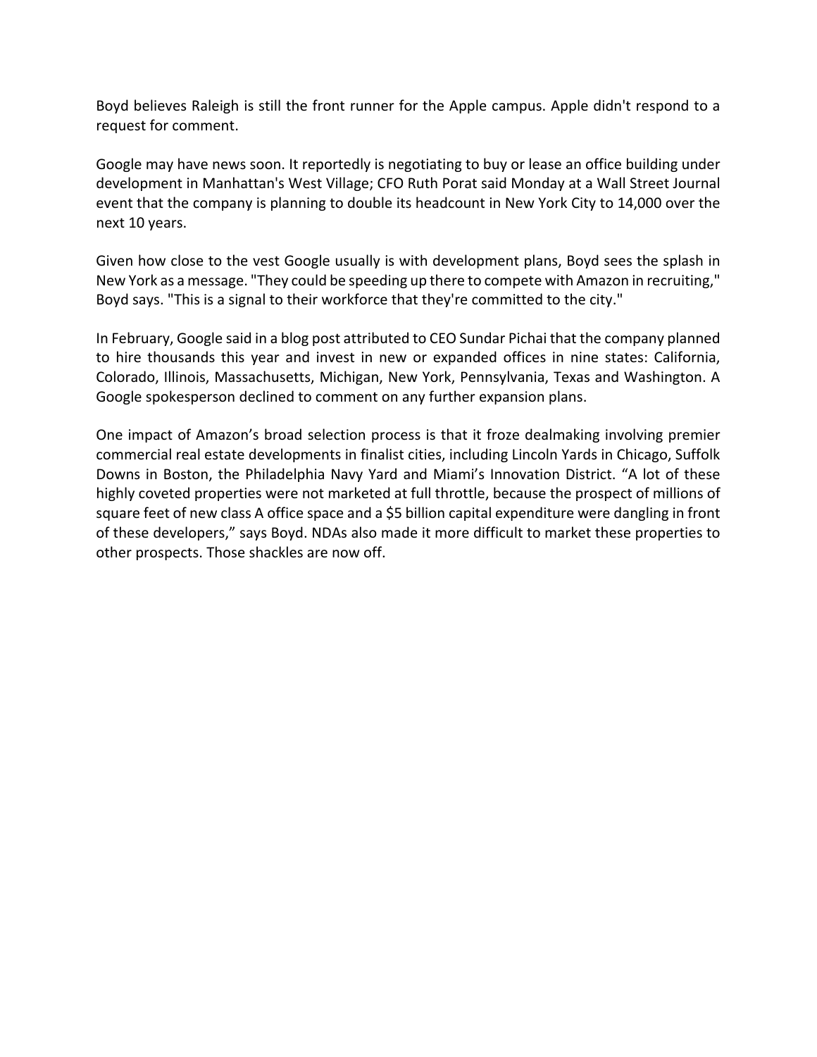Boyd believes Raleigh is still the front runner for the Apple campus. Apple didn't respond to a request for comment.

Google may have news soon. It reportedly is negotiating to buy or lease an office building under development in Manhattan's West Village; CFO Ruth Porat said Monday at a Wall Street Journal event that the company is planning to double its headcount in New York City to 14,000 over the next 10 years.

Given how close to the vest Google usually is with development plans, Boyd sees the splash in New York as a message. "They could be speeding up there to compete with Amazon in recruiting," Boyd says. "This is a signal to their workforce that they're committed to the city."

In February, Google said in a blog post attributed to CEO Sundar Pichai that the company planned to hire thousands this year and invest in new or expanded offices in nine states: California, Colorado, Illinois, Massachusetts, Michigan, New York, Pennsylvania, Texas and Washington. A Google spokesperson declined to comment on any further expansion plans.

One impact of Amazon's broad selection process is that it froze dealmaking involving premier commercial real estate developments in finalist cities, including Lincoln Yards in Chicago, Suffolk Downs in Boston, the Philadelphia Navy Yard and Miami's Innovation District. "A lot of these highly coveted properties were not marketed at full throttle, because the prospect of millions of square feet of new class A office space and a $5 billion capital expenditure were dangling in front of these developers," says Boyd. NDAs also made it more difficult to market these properties to other prospects. Those shackles are now off.